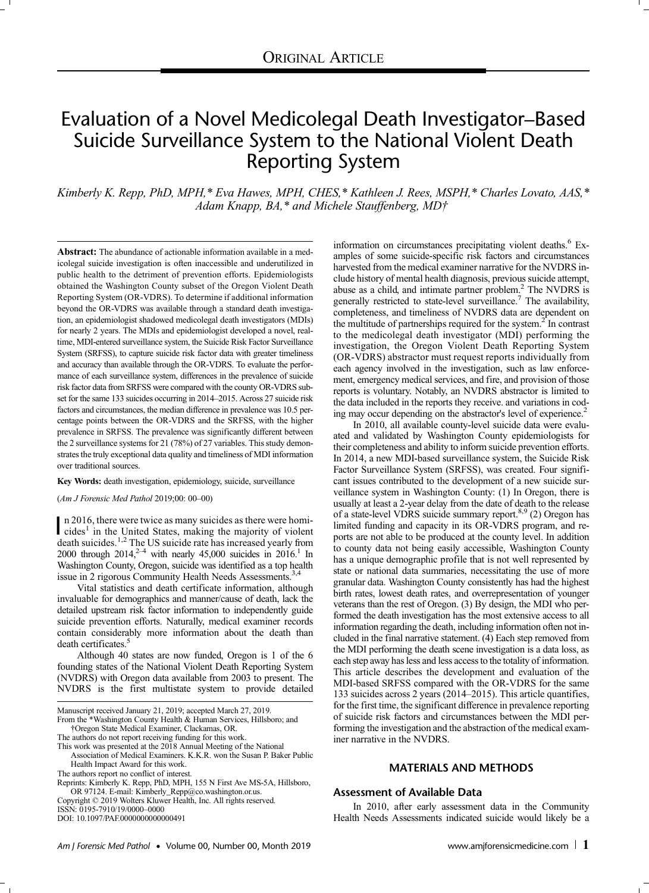ORIGINAL ARTICLE

# Evaluation of a Novel Medicolegal Death Investigator–Based Suicide Surveillance System to the National Violent Death Reporting System

*Kimberly K. Repp, PhD, MPH,\* Eva Hawes, MPH, CHES,\* Kathleen J. Rees, MSPH,\* Charles Lovato, AAS,\* Adam Knapp, BA,\* and Michele Stauffenberg, MD†*

**Abstract:** The abundance of actionable information available in a medicolegal suicide investigation is often inaccessible and underutilized in public health to the detriment of prevention efforts. Epidemiologists obtained the Washington County subset of the Oregon Violent Death Reporting System (OR-VDRS). To determine if additional information beyond the OR-VDRS was available through a standard death investigation, an epidemiologist shadowed medicolegal death investigators (MDIs) for nearly 2 years. The MDIs and epidemiologist developed a novel, real-time, MDI-entered surveillance system, the Suicide Risk Factor Surveillance System (SRFSS), to capture suicide risk factor data with greater timeliness and accuracy than available through the OR-VDRS. To evaluate the performance of each surveillance system, differences in the prevalence of suicide risk factor data from SRFSS were compared with the county OR-VDRS subset for the same 133 suicides occurring in 2014–2015. Across 27 suicide risk factors and circumstances, the median difference in prevalence was 10.5 percentage points between the OR-VDRS and the SRFSS, with the higher prevalence in SRFSS. The prevalence was significantly different between the 2 surveillance systems for 21 (78%) of 27 variables. This study demonstrates the truly exceptional data quality and timeliness of MDI information over traditional sources.

**Key Words:** death investigation, epidemiology, suicide, surveillance

(*Am J Forensic Med Pathol* 2019;00: 00–00)

In 2016, there were twice as many suicides as there were homicides[1] in the United States, making the majority of violent death suicides.[1,2] The US suicide rate has increased yearly from 2000 through 2014,[2–4] with nearly 45,000 suicides in 2016.[1] In Washington County, Oregon, suicide was identified as a top health issue in 2 rigorous Community Health Needs Assessments.[3,4]

Vital statistics and death certificate information, although invaluable for demographics and manner/cause of death, lack the detailed upstream risk factor information to independently guide suicide prevention efforts. Naturally, medical examiner records contain considerably more information about the death than death certificates.[5]

Although 40 states are now funded, Oregon is 1 of the 6 founding states of the National Violent Death Reporting System (NVDRS) with Oregon data available from 2003 to present. The NVDRS is the first multistate system to provide detailed information on circumstances precipitating violent deaths.[6] Examples of some suicide-specific risk factors and circumstances harvested from the medical examiner narrative for the NVDRS include history of mental health diagnosis, previous suicide attempt, abuse as a child, and intimate partner problem.[2] The NVDRS is generally restricted to state-level surveillance.[7] The availability, completeness, and timeliness of NVDRS data are dependent on the multitude of partnerships required for the system.[2] In contrast to the medicolegal death investigator (MDI) performing the investigation, the Oregon Violent Death Reporting System (OR-VDRS) abstractor must request reports individually from each agency involved in the investigation, such as law enforcement, emergency medical services, and fire, and provision of those reports is voluntary. Notably, an NVDRS abstractor is limited to the data included in the reports they receive. and variations in coding may occur depending on the abstractor's level of experience.[2]

In 2010, all available county-level suicide data were evaluated and validated by Washington County epidemiologists for their completeness and ability to inform suicide prevention efforts. In 2014, a new MDI-based surveillance system, the Suicide Risk Factor Surveillance System (SRFSS), was created. Four significant issues contributed to the development of a new suicide surveillance system in Washington County: (1) In Oregon, there is usually at least a 2-year delay from the date of death to the release of a state-level VDRS suicide summary report.[8,9] (2) Oregon has limited funding and capacity in its OR-VDRS program, and reports are not able to be produced at the county level. In addition to county data not being easily accessible, Washington County has a unique demographic profile that is not well represented by state or national data summaries, necessitating the use of more granular data. Washington County consistently has had the highest birth rates, lowest death rates, and overrepresentation of younger veterans than the rest of Oregon. (3) By design, the MDI who performed the death investigation has the most extensive access to all information regarding the death, including information often not included in the final narrative statement. (4) Each step removed from the MDI performing the death scene investigation is a data loss, as each step away has less and less access to the totality of information. This article describes the development and evaluation of the MDI-based SRFSS compared with the OR-VDRS for the same 133 suicides across 2 years (2014–2015). This article quantifies, for the first time, the significant difference in prevalence reporting of suicide risk factors and circumstances between the MDI performing the investigation and the abstraction of the medical examiner narrative in the NVDRS.

Manuscript received January 21, 2019; accepted March 27, 2019.

From the \*Washington County Health & Human Services, Hillsboro; and †Oregon State Medical Examiner, Clackamas, OR.

The authors do not report receiving funding for this work.

This work was presented at the 2018 Annual Meeting of the National Association of Medical Examiners. K.K.R. won the Susan P. Baker Public Health Impact Award for this work.

The authors report no conflict of interest.

Reprints: Kimberly K. Repp, PhD, MPH, 155 N First Ave MS-5A, Hillsboro, OR 97124. E-mail: Kimberly_Repp@co.washington.or.us.

Copyright © 2019 Wolters Kluwer Health, Inc. All rights reserved.

ISSN: 0195-7910/19/0000–0000

DOI: 10.1097/PAF.0000000000000491

## MATERIALS AND METHODS

### Assessment of Available Data

In 2010, after early assessment data in the Community Health Needs Assessments indicated suicide would likely be a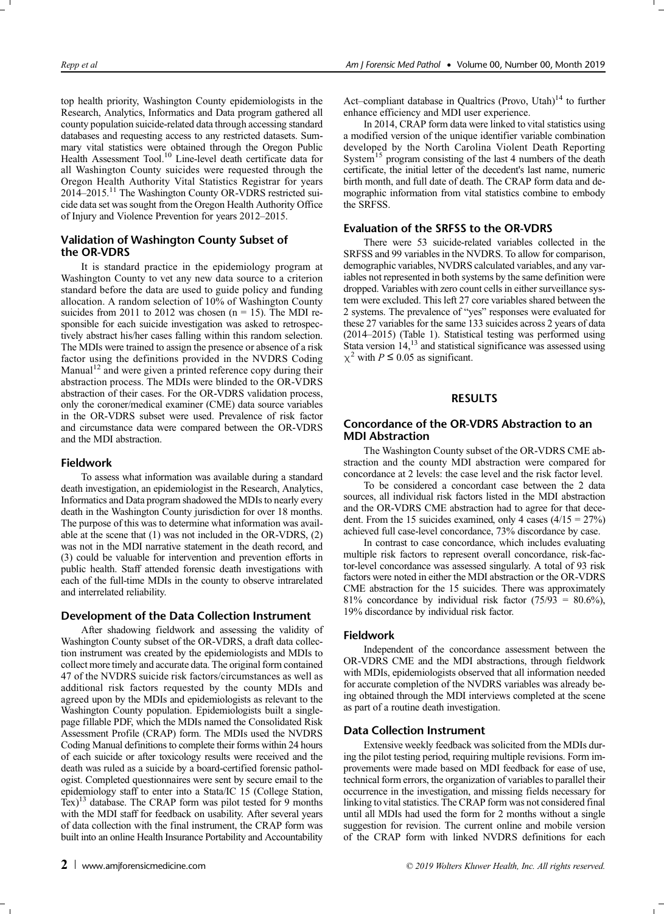top health priority, Washington County epidemiologists in the Research, Analytics, Informatics and Data program gathered all county population suicide-related data through accessing standard databases and requesting access to any restricted datasets. Summary vital statistics were obtained through the Oregon Public Health Assessment Tool.[10] Line-level death certificate data for all Washington County suicides were requested through the Oregon Health Authority Vital Statistics Registrar for years 2014–2015.[11] The Washington County OR-VDRS restricted suicide data set was sought from the Oregon Health Authority Office of Injury and Violence Prevention for years 2012–2015.

### Validation of Washington County Subset of the OR-VDRS

It is standard practice in the epidemiology program at Washington County to vet any new data source to a criterion standard before the data are used to guide policy and funding allocation. A random selection of 10% of Washington County suicides from 2011 to 2012 was chosen (n = 15). The MDI responsible for each suicide investigation was asked to retrospectively abstract his/her cases falling within this random selection. The MDIs were trained to assign the presence or absence of a risk factor using the definitions provided in the NVDRS Coding Manual[12] and were given a printed reference copy during their abstraction process. The MDIs were blinded to the OR-VDRS abstraction of their cases. For the OR-VDRS validation process, only the coroner/medical examiner (CME) data source variables in the OR-VDRS subset were used. Prevalence of risk factor and circumstance data were compared between the OR-VDRS and the MDI abstraction.

### Fieldwork

To assess what information was available during a standard death investigation, an epidemiologist in the Research, Analytics, Informatics and Data program shadowed the MDIs to nearly every death in the Washington County jurisdiction for over 18 months. The purpose of this was to determine what information was available at the scene that (1) was not included in the OR-VDRS, (2) was not in the MDI narrative statement in the death record, and (3) could be valuable for intervention and prevention efforts in public health. Staff attended forensic death investigations with each of the full-time MDIs in the county to observe intrarelated and interrelated reliability.

### Development of the Data Collection Instrument

After shadowing fieldwork and assessing the validity of Washington County subset of the OR-VDRS, a draft data collection instrument was created by the epidemiologists and MDIs to collect more timely and accurate data. The original form contained 47 of the NVDRS suicide risk factors/circumstances as well as additional risk factors requested by the county MDIs and agreed upon by the MDIs and epidemiologists as relevant to the Washington County population. Epidemiologists built a single-page fillable PDF, which the MDIs named the Consolidated Risk Assessment Profile (CRAP) form. The MDIs used the NVDRS Coding Manual definitions to complete their forms within 24 hours of each suicide or after toxicology results were received and the death was ruled as a suicide by a board-certified forensic pathologist. Completed questionnaires were sent by secure email to the epidemiology staff to enter into a Stata/IC 15 (College Station, Tex)[13] database. The CRAP form was pilot tested for 9 months with the MDI staff for feedback on usability. After several years of data collection with the final instrument, the CRAP form was built into an online Health Insurance Portability and Accountability Act–compliant database in Qualtrics (Provo, Utah)[14] to further enhance efficiency and MDI user experience.

In 2014, CRAP form data were linked to vital statistics using a modified version of the unique identifier variable combination developed by the North Carolina Violent Death Reporting System[15] program consisting of the last 4 numbers of the death certificate, the initial letter of the decedent's last name, numeric birth month, and full date of death. The CRAP form data and demographic information from vital statistics combine to embody the SRFSS.

### Evaluation of the SRFSS to the OR-VDRS

There were 53 suicide-related variables collected in the SRFSS and 99 variables in the NVDRS. To allow for comparison, demographic variables, NVDRS calculated variables, and any variables not represented in both systems by the same definition were dropped. Variables with zero count cells in either surveillance system were excluded. This left 27 core variables shared between the 2 systems. The prevalence of "yes" responses were evaluated for these 27 variables for the same 133 suicides across 2 years of data (2014–2015) (Table 1). Statistical testing was performed using Stata version 14,[13] and statistical significance was assessed using $\chi^2$ with $P \leq 0.05$ as significant.

## RESULTS

### Concordance of the OR-VDRS Abstraction to an MDI Abstraction

The Washington County subset of the OR-VDRS CME abstraction and the county MDI abstraction were compared for concordance at 2 levels: the case level and the risk factor level.

To be considered a concordant case between the 2 data sources, all individual risk factors listed in the MDI abstraction and the OR-VDRS CME abstraction had to agree for that decedent. From the 15 suicides examined, only 4 cases (4/15 = 27%) achieved full case-level concordance, 73% discordance by case.

In contrast to case concordance, which includes evaluating multiple risk factors to represent overall concordance, risk-factor-level concordance was assessed singularly. A total of 93 risk factors were noted in either the MDI abstraction or the OR-VDRS CME abstraction for the 15 suicides. There was approximately 81% concordance by individual risk factor (75/93 = 80.6%), 19% discordance by individual risk factor.

### Fieldwork

Independent of the concordance assessment between the OR-VDRS CME and the MDI abstractions, through fieldwork with MDIs, epidemiologists observed that all information needed for accurate completion of the NVDRS variables was already being obtained through the MDI interviews completed at the scene as part of a routine death investigation.

### Data Collection Instrument

Extensive weekly feedback was solicited from the MDIs during the pilot testing period, requiring multiple revisions. Form improvements were made based on MDI feedback for ease of use, technical form errors, the organization of variables to parallel their occurrence in the investigation, and missing fields necessary for linking to vital statistics. The CRAP form was not considered final until all MDIs had used the form for 2 months without a single suggestion for revision. The current online and mobile version of the CRAP form with linked NVDRS definitions for each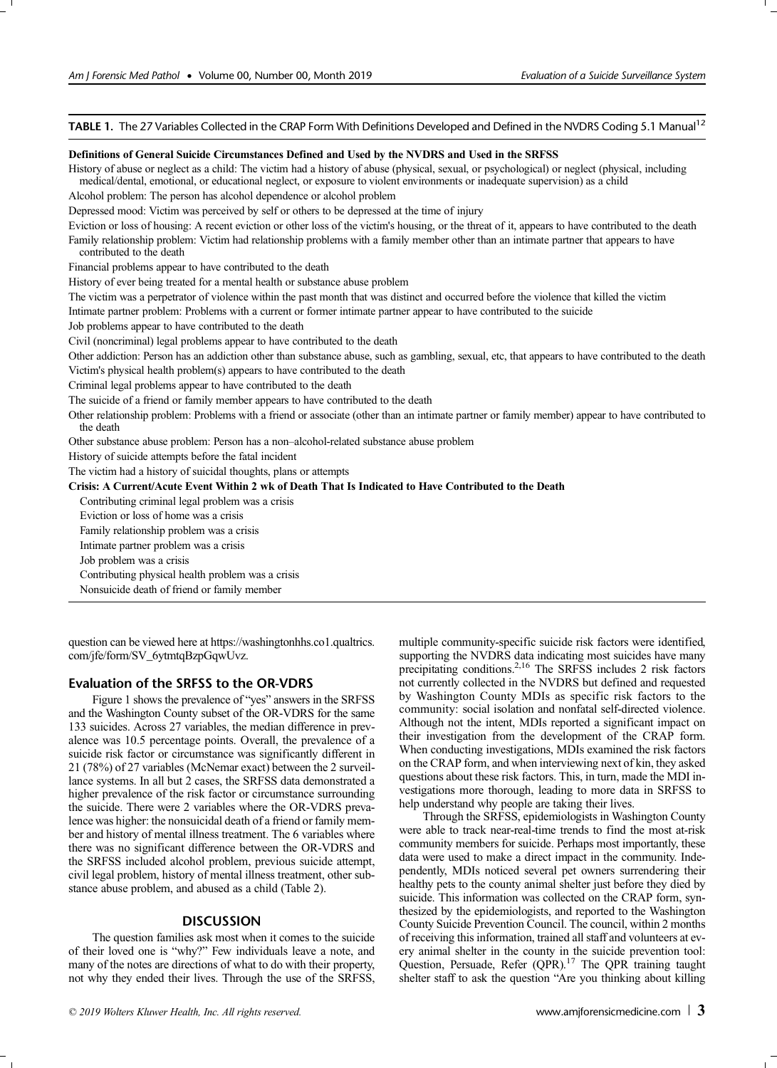**TABLE 1.** The 27 Variables Collected in the CRAP Form With Definitions Developed and Defined in the NVDRS Coding 5.1 Manual[12]

| |
|---|
| **Definitions of General Suicide Circumstances Defined and Used by the NVDRS and Used in the SRFSS** |
| History of abuse or neglect as a child: The victim had a history of abuse (physical, sexual, or psychological) or neglect (physical, including medical/dental, emotional, or educational neglect, or exposure to violent environments or inadequate supervision) as a child |
| Alcohol problem: The person has alcohol dependence or alcohol problem |
| Depressed mood: Victim was perceived by self or others to be depressed at the time of injury |
| Eviction or loss of housing: A recent eviction or other loss of the victim's housing, or the threat of it, appears to have contributed to the death |
| Family relationship problem: Victim had relationship problems with a family member other than an intimate partner that appears to have contributed to the death |
| Financial problems appear to have contributed to the death |
| History of ever being treated for a mental health or substance abuse problem |
| The victim was a perpetrator of violence within the past month that was distinct and occurred before the violence that killed the victim |
| Intimate partner problem: Problems with a current or former intimate partner appear to have contributed to the suicide |
| Job problems appear to have contributed to the death |
| Civil (noncriminal) legal problems appear to have contributed to the death |
| Other addiction: Person has an addiction other than substance abuse, such as gambling, sexual, etc, that appears to have contributed to the death |
| Victim's physical health problem(s) appears to have contributed to the death |
| Criminal legal problems appear to have contributed to the death |
| The suicide of a friend or family member appears to have contributed to the death |
| Other relationship problem: Problems with a friend or associate (other than an intimate partner or family member) appear to have contributed to the death |
| Other substance abuse problem: Person has a non–alcohol-related substance abuse problem |
| History of suicide attempts before the fatal incident |
| The victim had a history of suicidal thoughts, plans or attempts |
| **Crisis: A Current/Acute Event Within 2 wk of Death That Is Indicated to Have Contributed to the Death** |
| Contributing criminal legal problem was a crisis |
| Eviction or loss of home was a crisis |
| Family relationship problem was a crisis |
| Intimate partner problem was a crisis |
| Job problem was a crisis |
| Contributing physical health problem was a crisis |
| Nonsuicide death of friend or family member |

question can be viewed here at https://washingtonhhs.co1.qualtrics.com/jfe/form/SV_6ytmtqBzpGqwUvz.

## Evaluation of the SRFSS to the OR-VDRS

Figure 1 shows the prevalence of "yes" answers in the SRFSS and the Washington County subset of the OR-VDRS for the same 133 suicides. Across 27 variables, the median difference in prevalence was 10.5 percentage points. Overall, the prevalence of a suicide risk factor or circumstance was significantly different in 21 (78%) of 27 variables (McNemar exact) between the 2 surveillance systems. In all but 2 cases, the SRFSS data demonstrated a higher prevalence of the risk factor or circumstance surrounding the suicide. There were 2 variables where the OR-VDRS prevalence was higher: the nonsuicidal death of a friend or family member and history of mental illness treatment. The 6 variables where there was no significant difference between the OR-VDRS and the SRFSS included alcohol problem, previous suicide attempt, civil legal problem, history of mental illness treatment, other substance abuse problem, and abused as a child (Table 2).

## DISCUSSION

The question families ask most when it comes to the suicide of their loved one is "why?" Few individuals leave a note, and many of the notes are directions of what to do with their property, not why they ended their lives. Through the use of the SRFSS, multiple community-specific suicide risk factors were identified, supporting the NVDRS data indicating most suicides have many precipitating conditions.[2,16] The SRFSS includes 2 risk factors not currently collected in the NVDRS but defined and requested by Washington County MDIs as specific risk factors to the community: social isolation and nonfatal self-directed violence. Although not the intent, MDIs reported a significant impact on their investigation from the development of the CRAP form. When conducting investigations, MDIs examined the risk factors on the CRAP form, and when interviewing next of kin, they asked questions about these risk factors. This, in turn, made the MDI investigations more thorough, leading to more data in SRFSS to help understand why people are taking their lives.

Through the SRFSS, epidemiologists in Washington County were able to track near-real-time trends to find the most at-risk community members for suicide. Perhaps most importantly, these data were used to make a direct impact in the community. Independently, MDIs noticed several pet owners surrendering their healthy pets to the county animal shelter just before they died by suicide. This information was collected on the CRAP form, synthesized by the epidemiologists, and reported to the Washington County Suicide Prevention Council. The council, within 2 months of receiving this information, trained all staff and volunteers at every animal shelter in the county in the suicide prevention tool: Question, Persuade, Refer (QPR).[17] The QPR training taught shelter staff to ask the question "Are you thinking about killing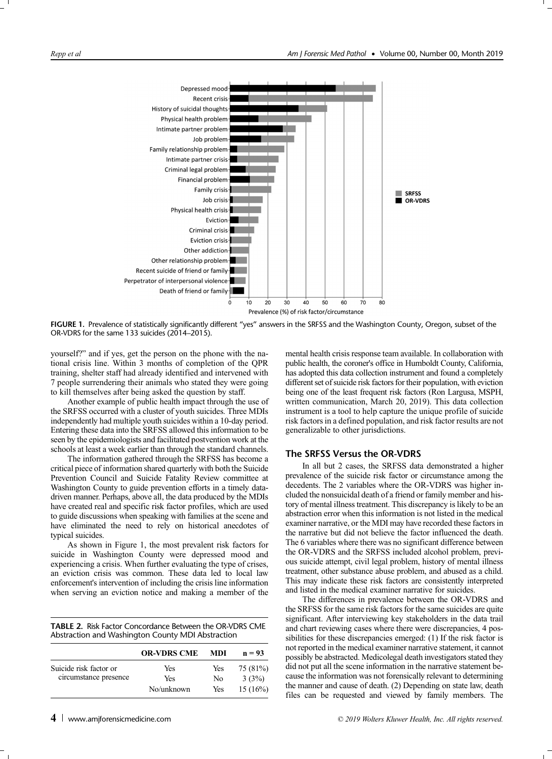FIGURE 1. Prevalence of statistically significantly different "yes" answers in the SRFSS and the Washington County, Oregon, subset of the OR-VDRS for the same 133 suicides (2014–2015).

yourself?" and if yes, get the person on the phone with the national crisis line. Within 3 months of completion of the QPR training, shelter staff had already identified and intervened with 7 people surrendering their animals who stated they were going to kill themselves after being asked the question by staff.

Another example of public health impact through the use of the SRFSS occurred with a cluster of youth suicides. Three MDIs independently had multiple youth suicides within a 10-day period. Entering these data into the SRFSS allowed this information to be seen by the epidemiologists and facilitated postvention work at the schools at least a week earlier than through the standard channels.

The information gathered through the SRFSS has become a critical piece of information shared quarterly with both the Suicide Prevention Council and Suicide Fatality Review committee at Washington County to guide prevention efforts in a timely data-driven manner. Perhaps, above all, the data produced by the MDIs have created real and specific risk factor profiles, which are used to guide discussions when speaking with families at the scene and have eliminated the need to rely on historical anecdotes of typical suicides.

As shown in Figure 1, the most prevalent risk factors for suicide in Washington County were depressed mood and experiencing a crisis. When further evaluating the type of crises, an eviction crisis was common. These data led to local law enforcement's intervention of including the crisis line information when serving an eviction notice and making a member of the mental health crisis response team available. In collaboration with public health, the coroner's office in Humboldt County, California, has adopted this data collection instrument and found a completely different set of suicide risk factors for their population, with eviction being one of the least frequent risk factors (Ron Largusa, MSPH, written communication, March 20, 2019). This data collection instrument is a tool to help capture the unique profile of suicide risk factors in a defined population, and risk factor results are not generalizable to other jurisdictions.

**TABLE 2.** Risk Factor Concordance Between the OR-VDRS CME Abstraction and Washington County MDI Abstraction

| | OR-VDRS CME | MDI | n = 93 |
|---|---|---|---|
| Suicide risk factor or circumstance presence | Yes | Yes | 75 (81%) |
| | Yes | No | 3 (3%) |
| | No/unknown | Yes | 15 (16%) |

## The SRFSS Versus the OR-VDRS

In all but 2 cases, the SRFSS data demonstrated a higher prevalence of the suicide risk factor or circumstance among the decedents. The 2 variables where the OR-VDRS was higher included the nonsuicidal death of a friend or family member and history of mental illness treatment. This discrepancy is likely to be an abstraction error when this information is not listed in the medical examiner narrative, or the MDI may have recorded these factors in the narrative but did not believe the factor influenced the death. The 6 variables where there was no significant difference between the OR-VDRS and the SRFSS included alcohol problem, previous suicide attempt, civil legal problem, history of mental illness treatment, other substance abuse problem, and abused as a child. This may indicate these risk factors are consistently interpreted and listed in the medical examiner narrative for suicides.

The differences in prevalence between the OR-VDRS and the SRFSS for the same risk factors for the same suicides are quite significant. After interviewing key stakeholders in the data trail and chart reviewing cases where there were discrepancies, 4 possibilities for these discrepancies emerged: (1) If the risk factor is not reported in the medical examiner narrative statement, it cannot possibly be abstracted. Medicolegal death investigators stated they did not put all the scene information in the narrative statement because the information was not forensically relevant to determining the manner and cause of death. (2) Depending on state law, death files can be requested and viewed by family members. The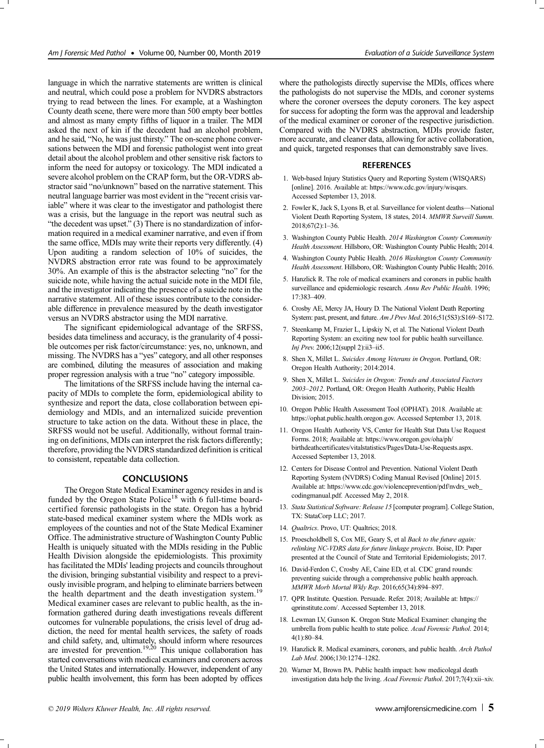language in which the narrative statements are written is clinical and neutral, which could pose a problem for NVDRS abstractors trying to read between the lines. For example, at a Washington County death scene, there were more than 500 empty beer bottles and almost as many empty fifths of liquor in a trailer. The MDI asked the next of kin if the decedent had an alcohol problem, and he said, "No, he was just thirsty." The on-scene phone conversations between the MDI and forensic pathologist went into great detail about the alcohol problem and other sensitive risk factors to inform the need for autopsy or toxicology. The MDI indicated a severe alcohol problem on the CRAP form, but the OR-VDRS abstractor said "no/unknown" based on the narrative statement. This neutral language barrier was most evident in the "recent crisis variable" where it was clear to the investigator and pathologist there was a crisis, but the language in the report was neutral such as "the decedent was upset." (3) There is no standardization of information required in a medical examiner narrative, and even if from the same office, MDIs may write their reports very differently. (4) Upon auditing a random selection of 10% of suicides, the NVDRS abstraction error rate was found to be approximately 30%. An example of this is the abstractor selecting "no" for the suicide note, while having the actual suicide note in the MDI file, and the investigator indicating the presence of a suicide note in the narrative statement. All of these issues contribute to the considerable difference in prevalence measured by the death investigator versus an NVDRS abstractor using the MDI narrative.

The significant epidemiological advantage of the SRFSS, besides data timeliness and accuracy, is the granularity of 4 possible outcomes per risk factor/circumstance: yes, no, unknown, and missing. The NVDRS has a "yes" category, and all other responses are combined, diluting the measures of association and making proper regression analysis with a true "no" category impossible.

The limitations of the SRFSS include having the internal capacity of MDIs to complete the form, epidemiological ability to synthesize and report the data, close collaboration between epidemiology and MDIs, and an internalized suicide prevention structure to take action on the data. Without these in place, the SRFSS would not be useful. Additionally, without formal training on definitions, MDIs can interpret the risk factors differently; therefore, providing the NVDRS standardized definition is critical to consistent, repeatable data collection.

## CONCLUSIONS

The Oregon State Medical Examiner agency resides in and is funded by the Oregon State Police[18] with 6 full-time board-certified forensic pathologists in the state. Oregon has a hybrid state-based medical examiner system where the MDIs work as employees of the counties and not of the State Medical Examiner Office. The administrative structure of Washington County Public Health is uniquely situated with the MDIs residing in the Public Health Division alongside the epidemiologists. This proximity has facilitated the MDIs' leading projects and councils throughout the division, bringing substantial visibility and respect to a previously invisible program, and helping to eliminate barriers between the health department and the death investigation system.[19] Medical examiner cases are relevant to public health, as the information gathered during death investigations reveals different outcomes for vulnerable populations, the crisis level of drug addiction, the need for mental health services, the safety of roads and child safety, and, ultimately, should inform where resources are invested for prevention.[19,20] This unique collaboration has started conversations with medical examiners and coroners across the United States and internationally. However, independent of any public health involvement, this form has been adopted by offices where the pathologists directly supervise the MDIs, offices where the pathologists do not supervise the MDIs, and coroner systems where the coroner oversees the deputy coroners. The key aspect for success for adopting the form was the approval and leadership of the medical examiner or coroner of the respective jurisdiction. Compared with the NVDRS abstraction, MDIs provide faster, more accurate, and cleaner data, allowing for active collaboration, and quick, targeted responses that can demonstrably save lives.

## REFERENCES

1. Web-based Injury Statistics Query and Reporting System (WISQARS) [online]. 2016. Available at: https://www.cdc.gov/injury/wisqars. Accessed September 13, 2018.
2. Fowler K, Jack S, Lyons B, et al. Surveillance for violent deaths—National Violent Death Reporting System, 18 states, 2014. *MMWR Surveill Summ*. 2018;67(2):1–36.
3. Washington County Public Health. *2014 Washington County Community Health Assessment*. Hillsboro, OR: Washington County Public Health; 2014.
4. Washington County Public Health. *2016 Washington County Community Health Assessment*. Hillsboro, OR: Washington County Public Health; 2016.
5. Hanzlick R. The role of medical examiners and coroners in public health surveillance and epidemiologic research. *Annu Rev Public Health*. 1996; 17:383–409.
6. Crosby AE, Mercy JA, Houry D. The National Violent Death Reporting System: past, present, and future. *Am J Prev Med*. 2016;51(5S3):S169–S172.
7. Steenkamp M, Frazier L, Lipskiy N, et al. The National Violent Death Reporting System: an exciting new tool for public health surveillance. *Inj Prev*. 2006;12(suppl 2):ii3–ii5.
8. Shen X, Millet L. *Suicides Among Veterans in Oregon*. Portland, OR: Oregon Health Authority; 2014:2014.
9. Shen X, Millet L. *Suicides in Oregon: Trends and Associated Factors 2003–2012*. Portland, OR: Oregon Health Authority, Public Health Division; 2015.
10. Oregon Public Health Assessment Tool (OPHAT). 2018. Available at: https://ophat.public.health.oregon.gov. Accessed September 13, 2018.
11. Oregon Health Authority VS, Center for Health Stat Data Use Request Forms. 2018; Available at: https://www.oregon.gov/oha/ph/birthdeathcertificates/vitalstatistics/Pages/Data-Use-Requests.aspx. Accessed September 13, 2018.
12. Centers for Disease Control and Prevention. National Violent Death Reporting System (NVDRS) Coding Manual Revised [Online] 2015. Available at: https://www.cdc.gov/violenceprevention/pdf/nvdrs_web_codingmanual.pdf. Accessed May 2, 2018.
13. *Stata Statistical Software: Release 15* [computer program]. College Station, TX: StataCorp LLC; 2017.
14. *Qualtrics*. Provo, UT: Qualtrics; 2018.
15. Proescholdbell S, Cox ME, Geary S, et al *Back to the future again: relinking NC-VDRS data for future linkage projects*. Boise, ID: Paper presented at the Council of State and Territorial Epidemiologists; 2017.
16. David-Ferdon C, Crosby AE, Caine ED, et al. CDC grand rounds: preventing suicide through a comprehensive public health approach. *MMWR Morb Mortal Wkly Rep*. 2016;65(34):894–897.
17. QPR Institute. Question. Persuade. Refer. 2018; Available at: https://qprinstitute.com/. Accessed September 13, 2018.
18. Lewman LV, Gunson K. Oregon State Medical Examiner: changing the umbrella from public health to state police. *Acad Forensic Pathol*. 2014; 4(1):80–84.
19. Hanzlick R. Medical examiners, coroners, and public health. *Arch Pathol Lab Med*. 2006;130:1274–1282.
20. Warner M, Brown PA. Public health impact: how medicolegal death investigation data help the living. *Acad Forensic Pathol*. 2017;7(4):xii–xiv.